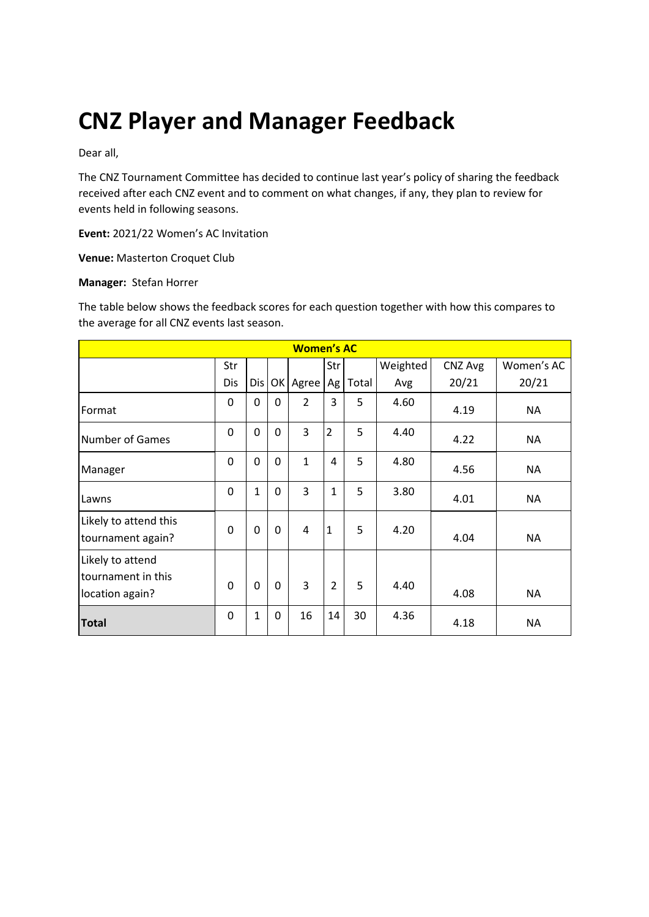# CNZ Player and Manager Feedback

Dear all,

The CNZ Tournament Committee has decided to continue last year's policy of sharing the feedback received after each CNZ event and to comment on what changes, if any, they plan to review for events held in following seasons.

**Event:** 2021/22 Women's AC Invitation

**Venue:** Masterton Croquet Club

**Manager:** Stefan Horrer

The table below shows the feedback scores for each question together with how this compares to the average for all CNZ events last season.

| **Women's AC** | | | | | | | | | |
|---|---|---|---|---|---|---|---|---|---|
| | Str Dis | Dis | OK | Agree | Str Ag | Total | Weighted Avg | CNZ Avg 20/21 | Women's AC 20/21 |
| Format | 0 | 0 | 0 | 2 | 3 | 5 | 4.60 | 4.19 | NA |
| Number of Games | 0 | 0 | 0 | 3 | 2 | 5 | 4.40 | 4.22 | NA |
| Manager | 0 | 0 | 0 | 1 | 4 | 5 | 4.80 | 4.56 | NA |
| Lawns | 0 | 1 | 0 | 3 | 1 | 5 | 3.80 | 4.01 | NA |
| Likely to attend this tournament again? | 0 | 0 | 0 | 4 | 1 | 5 | 4.20 | 4.04 | NA |
| Likely to attend tournament in this location again? | 0 | 0 | 0 | 3 | 2 | 5 | 4.40 | 4.08 | NA |
| **Total** | 0 | 1 | 0 | 16 | 14 | 30 | 4.36 | 4.18 | NA |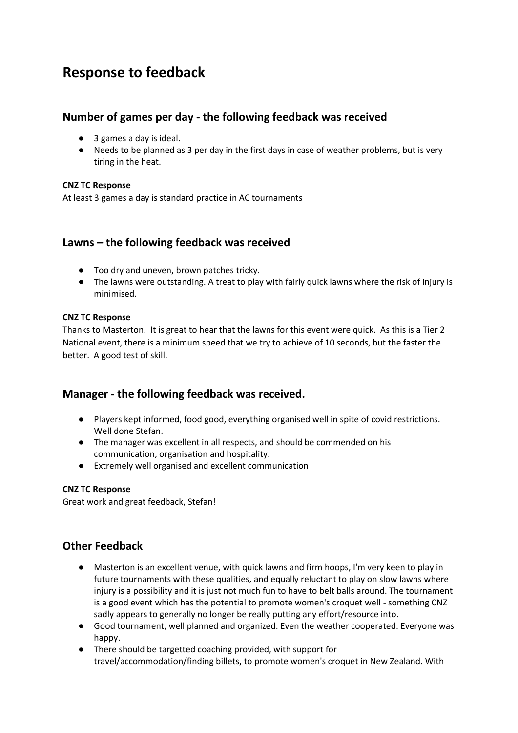# Response to feedback

## Number of games per day - the following feedback was received

- 3 games a day is ideal.
- Needs to be planned as 3 per day in the first days in case of weather problems, but is very tiring in the heat.

**CNZ TC Response**

At least 3 games a day is standard practice in AC tournaments

## Lawns – the following feedback was received

- Too dry and uneven, brown patches tricky.
- The lawns were outstanding. A treat to play with fairly quick lawns where the risk of injury is minimised.

**CNZ TC Response**

Thanks to Masterton. It is great to hear that the lawns for this event were quick. As this is a Tier 2 National event, there is a minimum speed that we try to achieve of 10 seconds, but the faster the better. A good test of skill.

## Manager - the following feedback was received.

- Players kept informed, food good, everything organised well in spite of covid restrictions. Well done Stefan.
- The manager was excellent in all respects, and should be commended on his communication, organisation and hospitality.
- Extremely well organised and excellent communication

**CNZ TC Response**

Great work and great feedback, Stefan!

## Other Feedback

- Masterton is an excellent venue, with quick lawns and firm hoops, I'm very keen to play in future tournaments with these qualities, and equally reluctant to play on slow lawns where injury is a possibility and it is just not much fun to have to belt balls around. The tournament is a good event which has the potential to promote women's croquet well - something CNZ sadly appears to generally no longer be really putting any effort/resource into.
- Good tournament, well planned and organized. Even the weather cooperated. Everyone was happy.
- There should be targetted coaching provided, with support for travel/accommodation/finding billets, to promote women's croquet in New Zealand. With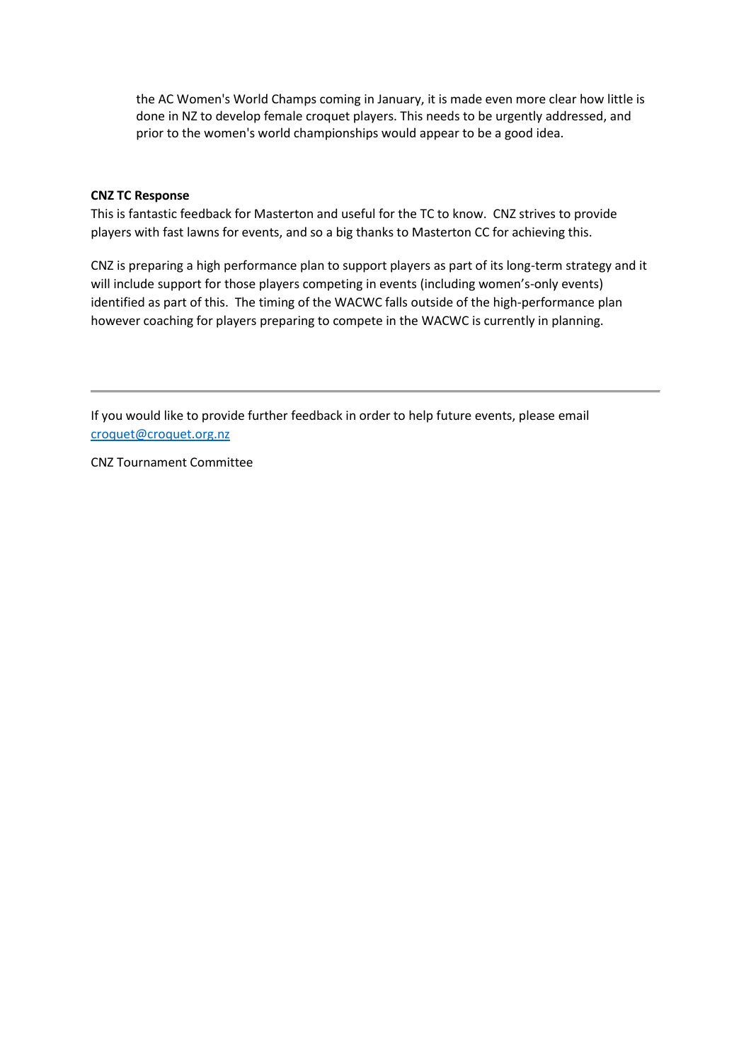the AC Women's World Champs coming in January, it is made even more clear how little is done in NZ to develop female croquet players. This needs to be urgently addressed, and prior to the women's world championships would appear to be a good idea.

**CNZ TC Response**

This is fantastic feedback for Masterton and useful for the TC to know. CNZ strives to provide players with fast lawns for events, and so a big thanks to Masterton CC for achieving this.

CNZ is preparing a high performance plan to support players as part of its long-term strategy and it will include support for those players competing in events (including women's-only events) identified as part of this. The timing of the WACWC falls outside of the high-performance plan however coaching for players preparing to compete in the WACWC is currently in planning.

---

If you would like to provide further feedback in order to help future events, please email [croquet@croquet.org.nz](mailto:croquet@croquet.org.nz)

CNZ Tournament Committee